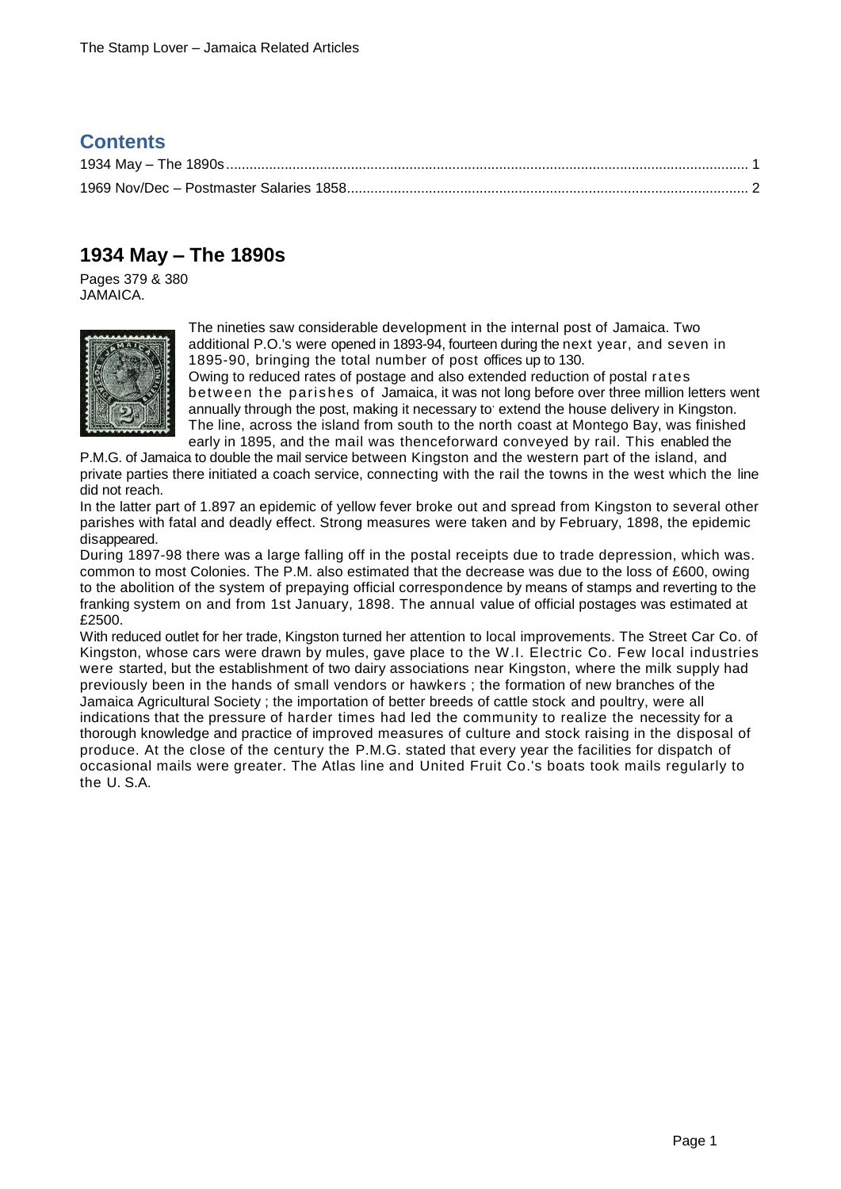## Contents

1934 May – The 1890s ..... 1
1969 Nov/Dec – Postmaster Salaries 1858 ..... 2

## 1934 May – The 1890s

Pages 379 & 380
JAMAICA.

The nineties saw considerable development in the internal post of Jamaica. Two additional P.O.'s were opened in 1893-94, fourteen during the next year, and seven in 1895-90, bringing the total number of post offices up to 130.

Owing to reduced rates of postage and also extended reduction of postal rates between the parishes of Jamaica, it was not long before over three million letters went annually through the post, making it necessary to' extend the house delivery in Kingston. The line, across the island from south to the north coast at Montego Bay, was finished early in 1895, and the mail was thenceforward conveyed by rail. This enabled the P.M.G. of Jamaica to double the mail service between Kingston and the western part of the island, and private parties there initiated a coach service, connecting with the rail the towns in the west which the line did not reach.

In the latter part of 1.897 an epidemic of yellow fever broke out and spread from Kingston to several other parishes with fatal and deadly effect. Strong measures were taken and by February, 1898, the epidemic disappeared.

During 1897-98 there was a large falling off in the postal receipts due to trade depression, which was. common to most Colonies. The P.M. also estimated that the decrease was due to the loss of £600, owing to the abolition of the system of prepaying official correspondence by means of stamps and reverting to the franking system on and from 1st January, 1898. The annual value of official postages was estimated at £2500.

With reduced outlet for her trade, Kingston turned her attention to local improvements. The Street Car Co. of Kingston, whose cars were drawn by mules, gave place to the W.I. Electric Co. Few local industries were started, but the establishment of two dairy associations near Kingston, where the milk supply had previously been in the hands of small vendors or hawkers ; the formation of new branches of the Jamaica Agricultural Society ; the importation of better breeds of cattle stock and poultry, were all indications that the pressure of harder times had led the community to realize the necessity for a thorough knowledge and practice of improved measures of culture and stock raising in the disposal of produce. At the close of the century the P.M.G. stated that every year the facilities for dispatch of occasional mails were greater. The Atlas line and United Fruit Co.'s boats took mails regularly to the U. S.A.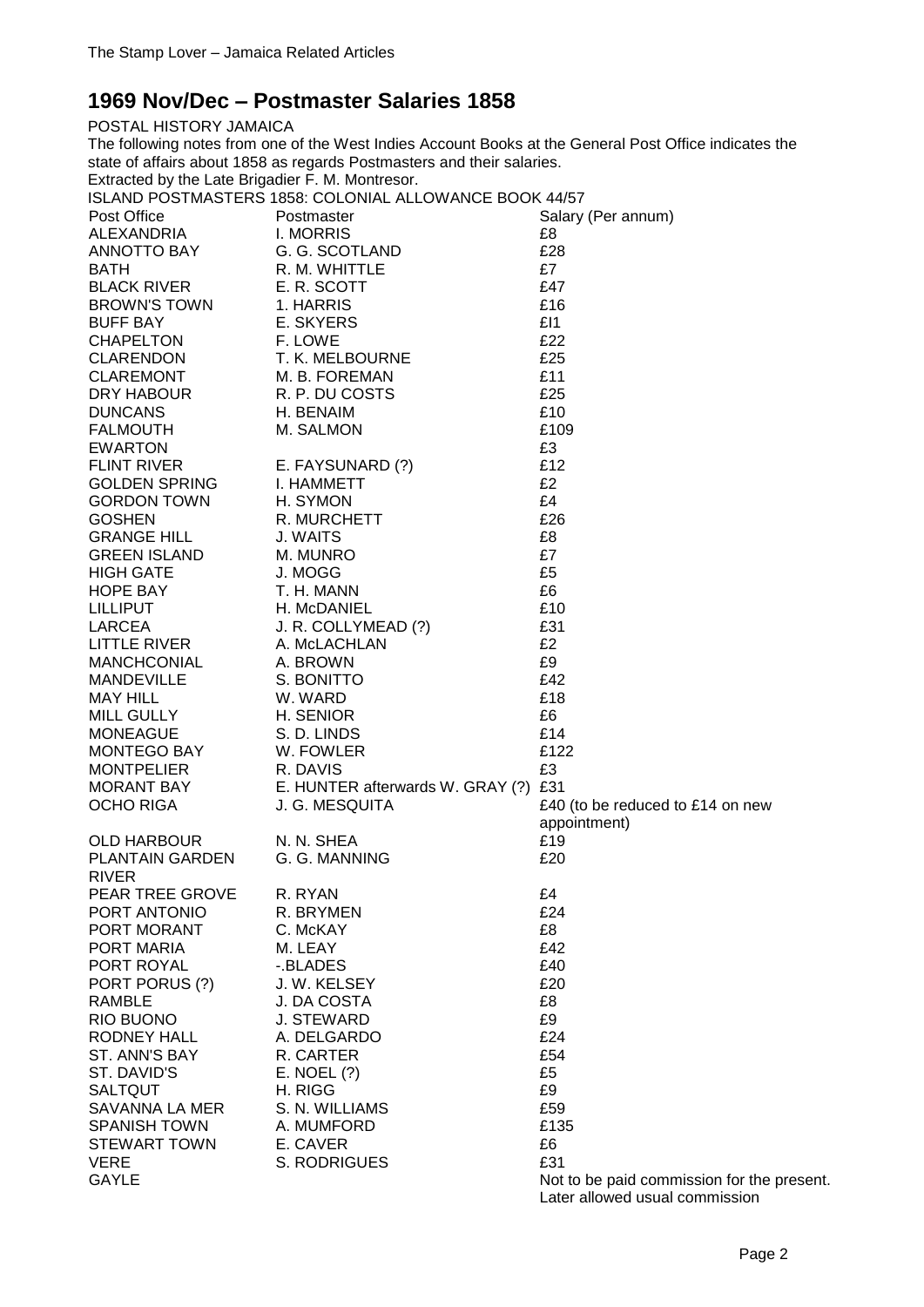## 1969 Nov/Dec – Postmaster Salaries 1858

POSTAL HISTORY JAMAICA

The following notes from one of the West Indies Account Books at the General Post Office indicates the state of affairs about 1858 as regards Postmasters and their salaries.

Extracted by the Late Brigadier F. M. Montresor.

ISLAND POSTMASTERS 1858: COLONIAL ALLOWANCE BOOK 44/57

| Post Office | Postmaster | Salary (Per annum) |
|---|---|---|
| ALEXANDRIA | I. MORRIS | £8 |
| ANNOTTO BAY | G. G. SCOTLAND | £28 |
| BATH | R. M. WHITTLE | £7 |
| BLACK RIVER | E. R. SCOTT | £47 |
| BROWN'S TOWN | 1. HARRIS | £16 |
| BUFF BAY | E. SKYERS | £l1 |
| CHAPELTON | F. LOWE | £22 |
| CLARENDON | T. K. MELBOURNE | £25 |
| CLAREMONT | M. B. FOREMAN | £11 |
| DRY HABOUR | R. P. DU COSTS | £25 |
| DUNCANS | H. BENAIM | £10 |
| FALMOUTH | M. SALMON | £109 |
| EWARTON | | £3 |
| FLINT RIVER | E. FAYSUNARD (?) | £12 |
| GOLDEN SPRING | I. HAMMETT | £2 |
| GORDON TOWN | H. SYMON | £4 |
| GOSHEN | R. MURCHETT | £26 |
| GRANGE HILL | J. WAITS | £8 |
| GREEN ISLAND | M. MUNRO | £7 |
| HIGH GATE | J. MOGG | £5 |
| HOPE BAY | T. H. MANN | £6 |
| LILLIPUT | H. McDANIEL | £10 |
| LARCEA | J. R. COLLYMEAD (?) | £31 |
| LITTLE RIVER | A. McLACHLAN | £2 |
| MANCHCONIAL | A. BROWN | £9 |
| MANDEVILLE | S. BONITTO | £42 |
| MAY HILL | W. WARD | £18 |
| MILL GULLY | H. SENIOR | £6 |
| MONEAGUE | S. D. LINDS | £14 |
| MONTEGO BAY | W. FOWLER | £122 |
| MONTPELIER | R. DAVIS | £3 |
| MORANT BAY | E. HUNTER afterwards W. GRAY (?) | £31 |
| OCHO RIGA | J. G. MESQUITA | £40 (to be reduced to £14 on new appointment) |
| OLD HARBOUR | N. N. SHEA | £19 |
| PLANTAIN GARDEN RIVER | G. G. MANNING | £20 |
| PEAR TREE GROVE | R. RYAN | £4 |
| PORT ANTONIO | R. BRYMEN | £24 |
| PORT MORANT | C. McKAY | £8 |
| PORT MARIA | M. LEAY | £42 |
| PORT ROYAL | -.BLADES | £40 |
| PORT PORUS (?) | J. W. KELSEY | £20 |
| RAMBLE | J. DA COSTA | £8 |
| RIO BUONO | J. STEWARD | £9 |
| RODNEY HALL | A. DELGARDO | £24 |
| ST. ANN'S BAY | R. CARTER | £54 |
| ST. DAVID'S | E. NOEL (?) | £5 |
| SALTQUT | H. RIGG | £9 |
| SAVANNA LA MER | S. N. WILLIAMS | £59 |
| SPANISH TOWN | A. MUMFORD | £135 |
| STEWART TOWN | E. CAVER | £6 |
| VERE | S. RODRIGUES | £31 |
| GAYLE | | Not to be paid commission for the present. Later allowed usual commission |